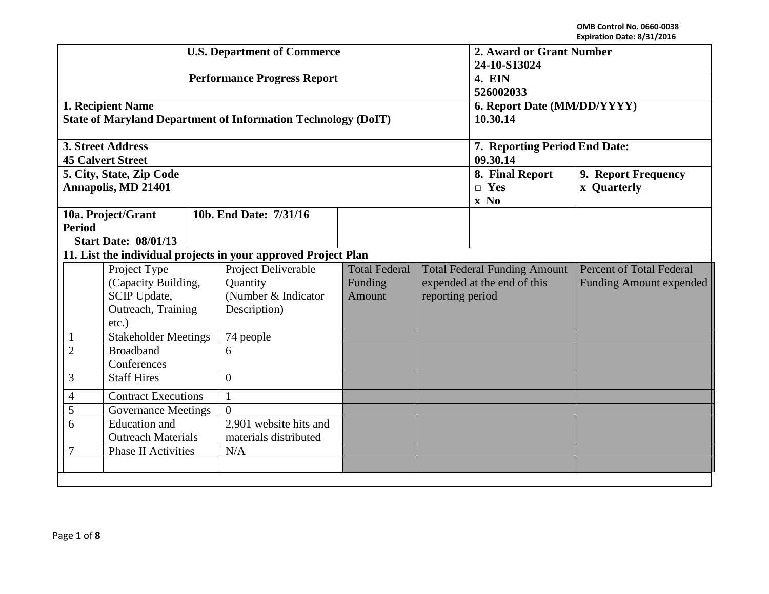OMB Control No. 0660-0038
Expiration Date: 8/31/2016

| U.S. Department of Commerce<br><br>Performance Progress Report | | 2. Award or Grant Number<br>24-10-S13024 | |
|---|---|---|---|
| | | 4. EIN<br>526002033 | |
| 1. Recipient Name<br>State of Maryland Department of Information Technology (DoIT) | | 6. Report Date (MM/DD/YYYY)<br>10.30.14 | |
| 3. Street Address<br>45 Calvert Street | | 7. Reporting Period End Date:<br>09.30.14 | |
| 5. City, State, Zip Code<br>Annapolis, MD 21401 | | 8. Final Report<br>□ Yes<br>x No | 9. Report Frequency<br>x Quarterly |
| 10a. Project/Grant Period<br>Start Date: 08/01/13 | 10b. End Date: 7/31/16 | | |

**11. List the individual projects in your approved Project Plan**

| | Project Type (Capacity Building, SCIP Update, Outreach, Training etc.) | Project Deliverable Quantity (Number & Indicator Description) | Total Federal Funding Amount | Total Federal Funding Amount expended at the end of this reporting period | Percent of Total Federal Funding Amount expended |
|---|---|---|---|---|---|
| 1 | Stakeholder Meetings | 74 people | | | |
| 2 | Broadband Conferences | 6 | | | |
| 3 | Staff Hires | 0 | | | |
| 4 | Contract Executions | 1 | | | |
| 5 | Governance Meetings | 0 | | | |
| 6 | Education and Outreach Materials | 2,901 website hits and materials distributed | | | |
| 7 | Phase II Activities | N/A | | | |
| | | | | | |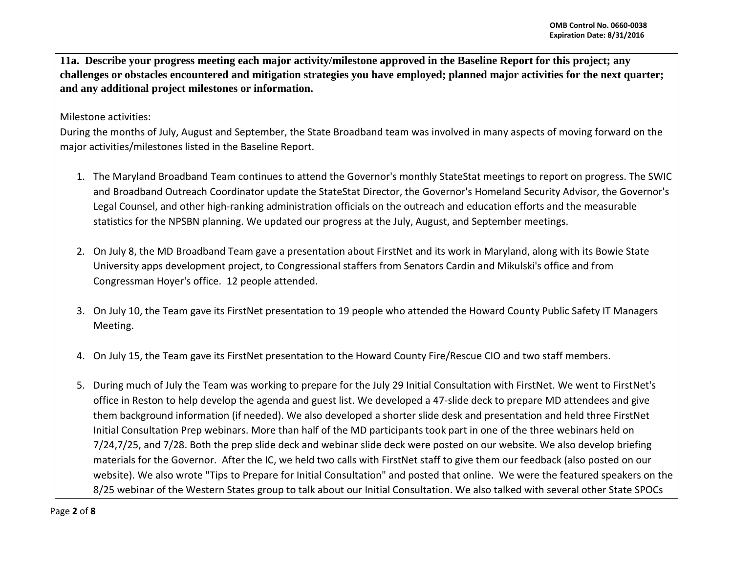**11a. Describe your progress meeting each major activity/milestone approved in the Baseline Report for this project; any challenges or obstacles encountered and mitigation strategies you have employed; planned major activities for the next quarter; and any additional project milestones or information.**

Milestone activities:

During the months of July, August and September, the State Broadband team was involved in many aspects of moving forward on the major activities/milestones listed in the Baseline Report.

1. The Maryland Broadband Team continues to attend the Governor's monthly StateStat meetings to report on progress. The SWIC and Broadband Outreach Coordinator update the StateStat Director, the Governor's Homeland Security Advisor, the Governor's Legal Counsel, and other high-ranking administration officials on the outreach and education efforts and the measurable statistics for the NPSBN planning. We updated our progress at the July, August, and September meetings.

2. On July 8, the MD Broadband Team gave a presentation about FirstNet and its work in Maryland, along with its Bowie State University apps development project, to Congressional staffers from Senators Cardin and Mikulski's office and from Congressman Hoyer's office. 12 people attended.

3. On July 10, the Team gave its FirstNet presentation to 19 people who attended the Howard County Public Safety IT Managers Meeting.

4. On July 15, the Team gave its FirstNet presentation to the Howard County Fire/Rescue CIO and two staff members.

5. During much of July the Team was working to prepare for the July 29 Initial Consultation with FirstNet. We went to FirstNet's office in Reston to help develop the agenda and guest list. We developed a 47-slide deck to prepare MD attendees and give them background information (if needed). We also developed a shorter slide desk and presentation and held three FirstNet Initial Consultation Prep webinars. More than half of the MD participants took part in one of the three webinars held on 7/24,7/25, and 7/28. Both the prep slide deck and webinar slide deck were posted on our website. We also develop briefing materials for the Governor. After the IC, we held two calls with FirstNet staff to give them our feedback (also posted on our website). We also wrote "Tips to Prepare for Initial Consultation" and posted that online. We were the featured speakers on the 8/25 webinar of the Western States group to talk about our Initial Consultation. We also talked with several other State SPOCs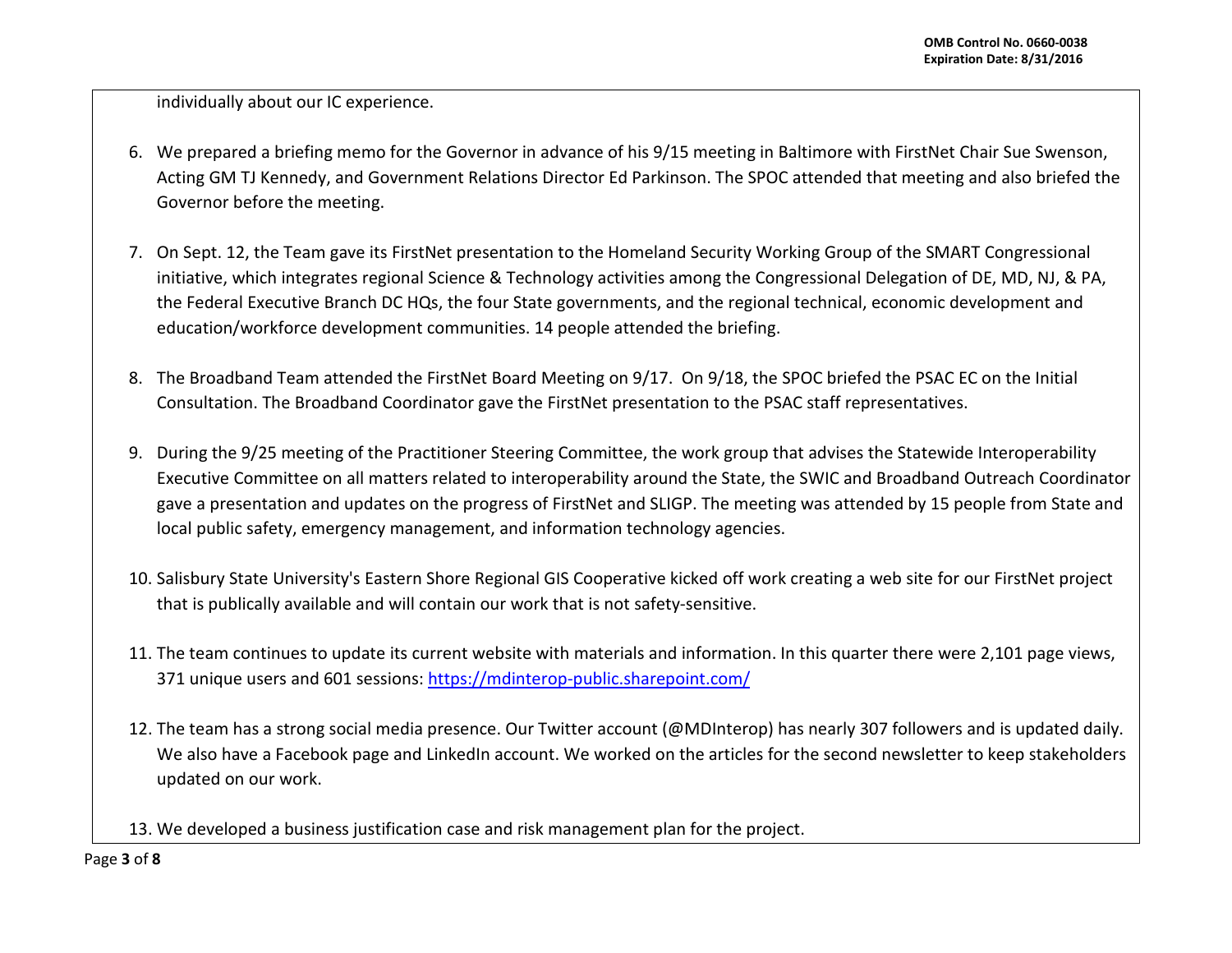individually about our IC experience.

6. We prepared a briefing memo for the Governor in advance of his 9/15 meeting in Baltimore with FirstNet Chair Sue Swenson, Acting GM TJ Kennedy, and Government Relations Director Ed Parkinson. The SPOC attended that meeting and also briefed the Governor before the meeting.

7. On Sept. 12, the Team gave its FirstNet presentation to the Homeland Security Working Group of the SMART Congressional initiative, which integrates regional Science & Technology activities among the Congressional Delegation of DE, MD, NJ, & PA, the Federal Executive Branch DC HQs, the four State governments, and the regional technical, economic development and education/workforce development communities. 14 people attended the briefing.

8. The Broadband Team attended the FirstNet Board Meeting on 9/17. On 9/18, the SPOC briefed the PSAC EC on the Initial Consultation. The Broadband Coordinator gave the FirstNet presentation to the PSAC staff representatives.

9. During the 9/25 meeting of the Practitioner Steering Committee, the work group that advises the Statewide Interoperability Executive Committee on all matters related to interoperability around the State, the SWIC and Broadband Outreach Coordinator gave a presentation and updates on the progress of FirstNet and SLIGP. The meeting was attended by 15 people from State and local public safety, emergency management, and information technology agencies.

10. Salisbury State University's Eastern Shore Regional GIS Cooperative kicked off work creating a web site for our FirstNet project that is publically available and will contain our work that is not safety-sensitive.

11. The team continues to update its current website with materials and information. In this quarter there were 2,101 page views, 371 unique users and 601 sessions: https://mdinterop-public.sharepoint.com/

12. The team has a strong social media presence. Our Twitter account (@MDInterop) has nearly 307 followers and is updated daily. We also have a Facebook page and LinkedIn account. We worked on the articles for the second newsletter to keep stakeholders updated on our work.

13. We developed a business justification case and risk management plan for the project.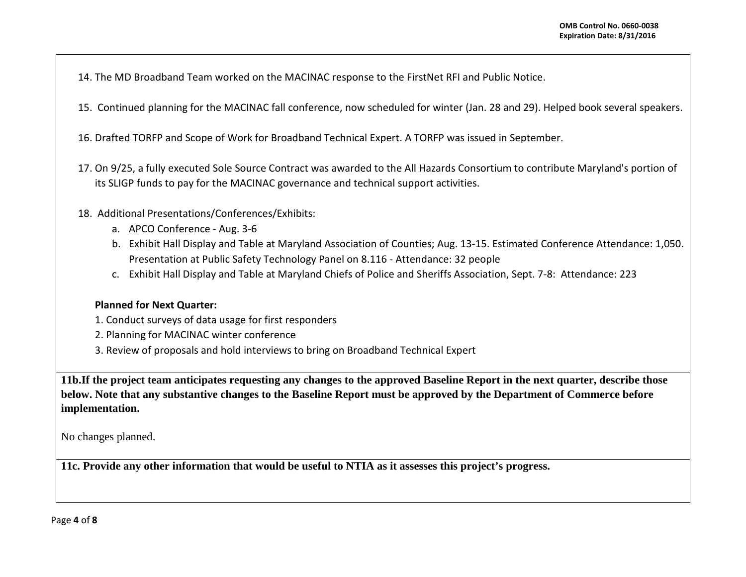14. The MD Broadband Team worked on the MACINAC response to the FirstNet RFI and Public Notice.

15. Continued planning for the MACINAC fall conference, now scheduled for winter (Jan. 28 and 29). Helped book several speakers.

16. Drafted TORFP and Scope of Work for Broadband Technical Expert. A TORFP was issued in September.

17. On 9/25, a fully executed Sole Source Contract was awarded to the All Hazards Consortium to contribute Maryland's portion of its SLIGP funds to pay for the MACINAC governance and technical support activities.

18. Additional Presentations/Conferences/Exhibits:
    a. APCO Conference - Aug. 3-6
    b. Exhibit Hall Display and Table at Maryland Association of Counties; Aug. 13-15. Estimated Conference Attendance: 1,050. Presentation at Public Safety Technology Panel on 8.116 - Attendance: 32 people
    c. Exhibit Hall Display and Table at Maryland Chiefs of Police and Sheriffs Association, Sept. 7-8: Attendance: 223

**Planned for Next Quarter:**

1. Conduct surveys of data usage for first responders
2. Planning for MACINAC winter conference
3. Review of proposals and hold interviews to bring on Broadband Technical Expert

**11b.If the project team anticipates requesting any changes to the approved Baseline Report in the next quarter, describe those below. Note that any substantive changes to the Baseline Report must be approved by the Department of Commerce before implementation.**

No changes planned.

**11c. Provide any other information that would be useful to NTIA as it assesses this project's progress.**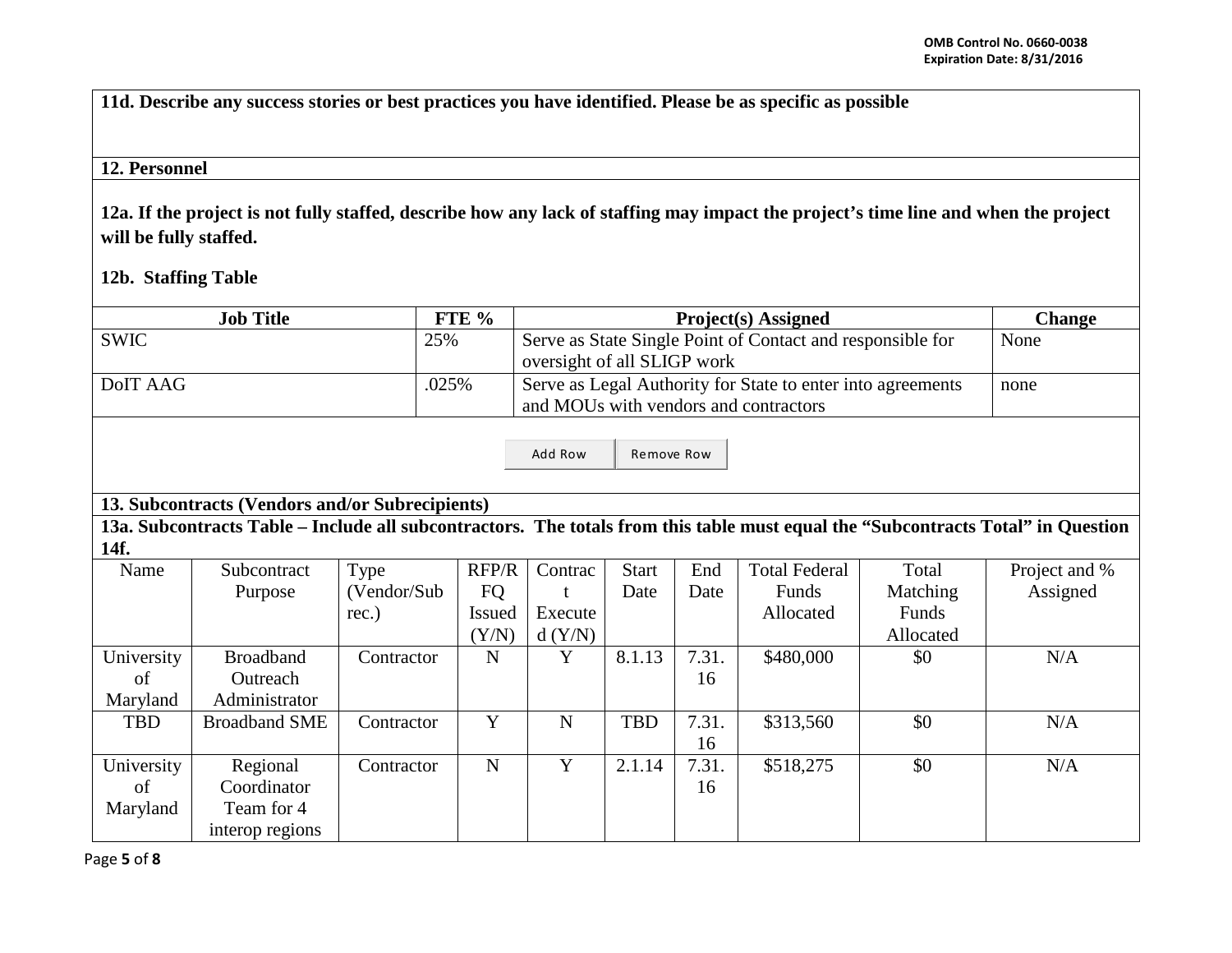**11d. Describe any success stories or best practices you have identified. Please be as specific as possible**

## 12. Personnel

**12a. If the project is not fully staffed, describe how any lack of staffing may impact the project's time line and when the project will be fully staffed.**

**12b. Staffing Table**

| Job Title | FTE % | Project(s) Assigned | Change |
|---|---|---|---|
| SWIC | 25% | Serve as State Single Point of Contact and responsible for oversight of all SLIGP work | None |
| DoIT AAG | .025% | Serve as Legal Authority for State to enter into agreements and MOUs with vendors and contractors | none |

## 13. Subcontracts (Vendors and/or Subrecipients)

**13a. Subcontracts Table – Include all subcontractors. The totals from this table must equal the "Subcontracts Total" in Question 14f.**

| Name | Subcontract Purpose | Type (Vendor/Subrec.) | RFP/RFQ Issued (Y/N) | Contract Executed (Y/N) | Start Date | End Date | Total Federal Funds Allocated | Total Matching Funds Allocated | Project and % Assigned |
|---|---|---|---|---|---|---|---|---|---|
| University of Maryland | Broadband Outreach Administrator | Contractor | N | Y | 8.1.13 | 7.31.16 | $480,000 | $0 | N/A |
| TBD | Broadband SME | Contractor | Y | N | TBD | 7.31.16 | $313,560 | $0 | N/A |
| University of Maryland | Regional Coordinator Team for 4 interop regions | Contractor | N | Y | 2.1.14 | 7.31.16 | $518,275 | $0 | N/A |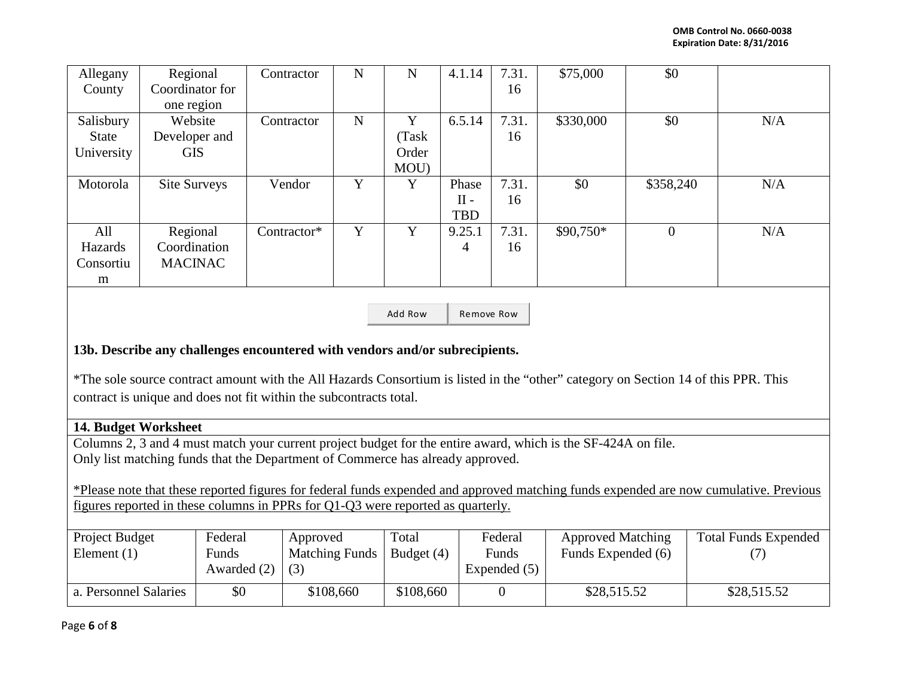| Allegany County | Regional Coordinator for one region | Contractor | N | N | 4.1.14 | 7.31.16 | $75,000 | $0 | |
|---|---|---|---|---|---|---|---|---|---|
| Salisbury State University | Website Developer and GIS | Contractor | N | Y (Task Order MOU) | 6.5.14 | 7.31.16 | $330,000 | $0 | N/A |
| Motorola | Site Surveys | Vendor | Y | Y | Phase II - TBD | 7.31.16 | $0 | $358,240 | N/A |
| All Hazards Consortium | Regional Coordination MACINAC | Contractor* | Y | Y | 9.25.14 | 7.31.16 | $90,750* | 0 | N/A |

Add Row | Remove Row

**13b. Describe any challenges encountered with vendors and/or subrecipients.**

*The sole source contract amount with the All Hazards Consortium is listed in the "other" category on Section 14 of this PPR. This contract is unique and does not fit within the subcontracts total.

**14. Budget Worksheet**

Columns 2, 3 and 4 must match your current project budget for the entire award, which is the SF-424A on file.
Only list matching funds that the Department of Commerce has already approved.

*Please note that these reported figures for federal funds expended and approved matching funds expended are now cumulative. Previous figures reported in these columns in PPRs for Q1-Q3 were reported as quarterly.

| Project Budget Element (1) | Federal Funds Awarded (2) | Approved Matching Funds (3) | Total Budget (4) | Federal Funds Expended (5) | Approved Matching Funds Expended (6) | Total Funds Expended (7) |
|---|---|---|---|---|---|---|
| a. Personnel Salaries | $0 | $108,660 | $108,660 | 0 | $28,515.52 | $28,515.52 |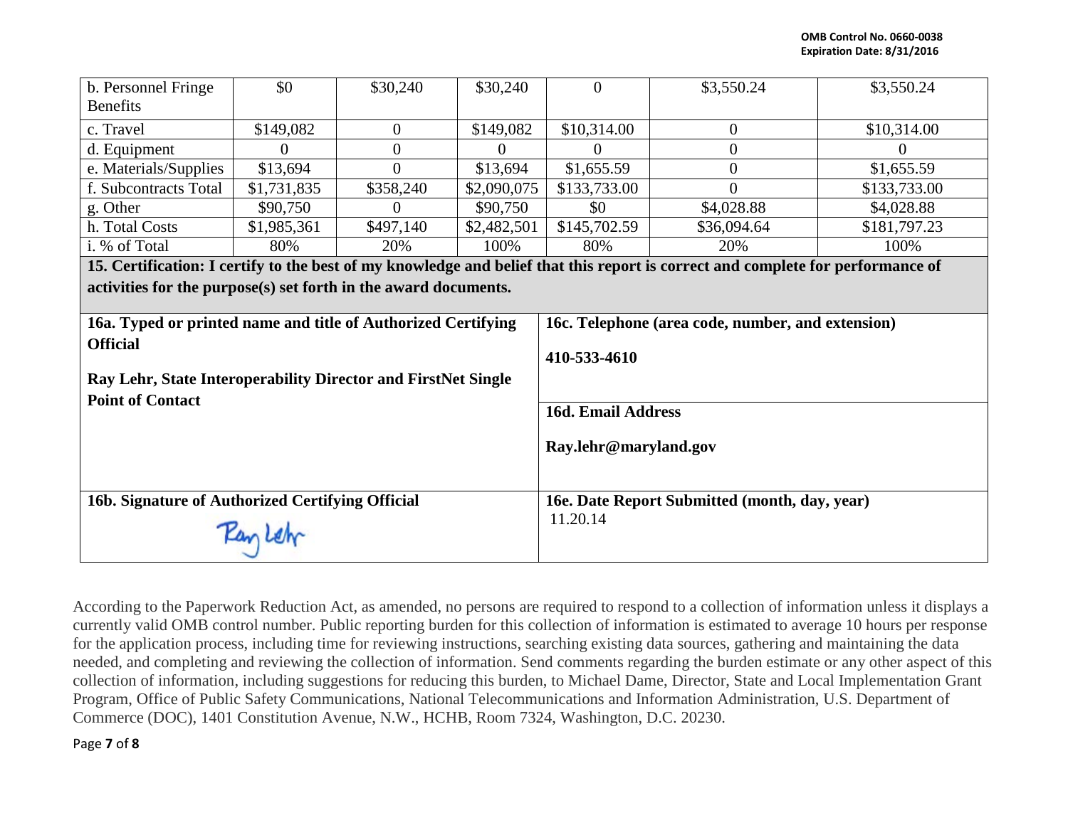| | | | | | | |
|---|---|---|---|---|---|---|
| b. Personnel Fringe Benefits | $0 | $30,240 | $30,240 | 0 | $3,550.24 | $3,550.24 |
| c. Travel | $149,082 | 0 | $149,082 | $10,314.00 | 0 | $10,314.00 |
| d. Equipment | 0 | 0 | 0 | 0 | 0 | 0 |
| e. Materials/Supplies | $13,694 | 0 | $13,694 | $1,655.59 | 0 | $1,655.59 |
| f. Subcontracts Total | $1,731,835 | $358,240 | $2,090,075 | $133,733.00 | 0 | $133,733.00 |
| g. Other | $90,750 | 0 | $90,750 | $0 | $4,028.88 | $4,028.88 |
| h. Total Costs | $1,985,361 | $497,140 | $2,482,501 | $145,702.59 | $36,094.64 | $181,797.23 |
| i. % of Total | 80% | 20% | 100% | 80% | 20% | 100% |

**15. Certification: I certify to the best of my knowledge and belief that this report is correct and complete for performance of activities for the purpose(s) set forth in the award documents.**

| | |
|---|---|
| **16a. Typed or printed name and title of Authorized Certifying Official**<br><br>**Ray Lehr, State Interoperability Director and FirstNet Single Point of Contact** | **16c. Telephone (area code, number, and extension)**<br><br>**410-533-4610** |
| | **16d. Email Address**<br><br>**Ray.lehr@maryland.gov** |
| **16b. Signature of Authorized Certifying Official**<br><br>Ray Lehr | **16e. Date Report Submitted (month, day, year)**<br>11.20.14 |

According to the Paperwork Reduction Act, as amended, no persons are required to respond to a collection of information unless it displays a currently valid OMB control number. Public reporting burden for this collection of information is estimated to average 10 hours per response for the application process, including time for reviewing instructions, searching existing data sources, gathering and maintaining the data needed, and completing and reviewing the collection of information. Send comments regarding the burden estimate or any other aspect of this collection of information, including suggestions for reducing this burden, to Michael Dame, Director, State and Local Implementation Grant Program, Office of Public Safety Communications, National Telecommunications and Information Administration, U.S. Department of Commerce (DOC), 1401 Constitution Avenue, N.W., HCHB, Room 7324, Washington, D.C. 20230.